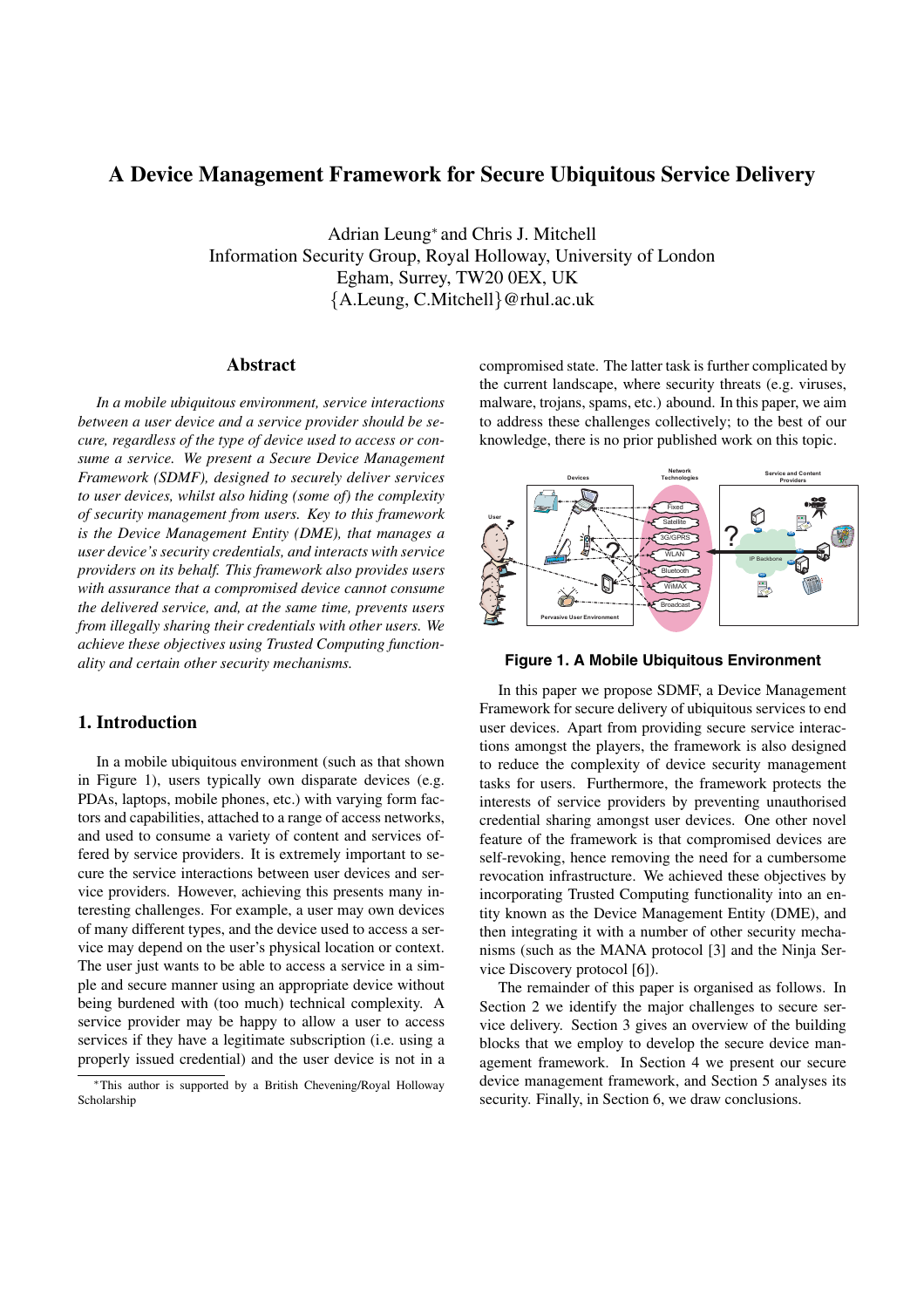# A Device Management Framework for Secure Ubiquitous Service Delivery

Adrian Leung* and Chris J. Mitchell
Information Security Group, Royal Holloway, University of London
Egham, Surrey, TW20 0EX, UK
{A.Leung, C.Mitchell}@rhul.ac.uk

## Abstract

*In a mobile ubiquitous environment, service interactions between a user device and a service provider should be secure, regardless of the type of device used to access or consume a service. We present a Secure Device Management Framework (SDMF), designed to securely deliver services to user devices, whilst also hiding (some of) the complexity of security management from users. Key to this framework is the Device Management Entity (DME), that manages a user device's security credentials, and interacts with service providers on its behalf. This framework also provides users with assurance that a compromised device cannot consume the delivered service, and, at the same time, prevents users from illegally sharing their credentials with other users. We achieve these objectives using Trusted Computing functionality and certain other security mechanisms.*

## 1. Introduction

In a mobile ubiquitous environment (such as that shown in Figure 1), users typically own disparate devices (e.g. PDAs, laptops, mobile phones, etc.) with varying form factors and capabilities, attached to a range of access networks, and used to consume a variety of content and services offered by service providers. It is extremely important to secure the service interactions between user devices and service providers. However, achieving this presents many interesting challenges. For example, a user may own devices of many different types, and the device used to access a service may depend on the user's physical location or context. The user just wants to be able to access a service in a simple and secure manner using an appropriate device without being burdened with (too much) technical complexity. A service provider may be happy to allow a user to access services if they have a legitimate subscription (i.e. using a properly issued credential) and the user device is not in a compromised state. The latter task is further complicated by the current landscape, where security threats (e.g. viruses, malware, trojans, spams, etc.) abound. In this paper, we aim to address these challenges collectively; to the best of our knowledge, there is no prior published work on this topic.

**Figure 1. A Mobile Ubiquitous Environment**

In this paper we propose SDMF, a Device Management Framework for secure delivery of ubiquitous services to end user devices. Apart from providing secure service interactions amongst the players, the framework is also designed to reduce the complexity of device security management tasks for users. Furthermore, the framework protects the interests of service providers by preventing unauthorised credential sharing amongst user devices. One other novel feature of the framework is that compromised devices are self-revoking, hence removing the need for a cumbersome revocation infrastructure. We achieved these objectives by incorporating Trusted Computing functionality into an entity known as the Device Management Entity (DME), and then integrating it with a number of other security mechanisms (such as the MANA protocol [3] and the Ninja Service Discovery protocol [6]).

The remainder of this paper is organised as follows. In Section 2 we identify the major challenges to secure service delivery. Section 3 gives an overview of the building blocks that we employ to develop the secure device management framework. In Section 4 we present our secure device management framework, and Section 5 analyses its security. Finally, in Section 6, we draw conclusions.

*This author is supported by a British Chevening/Royal Holloway Scholarship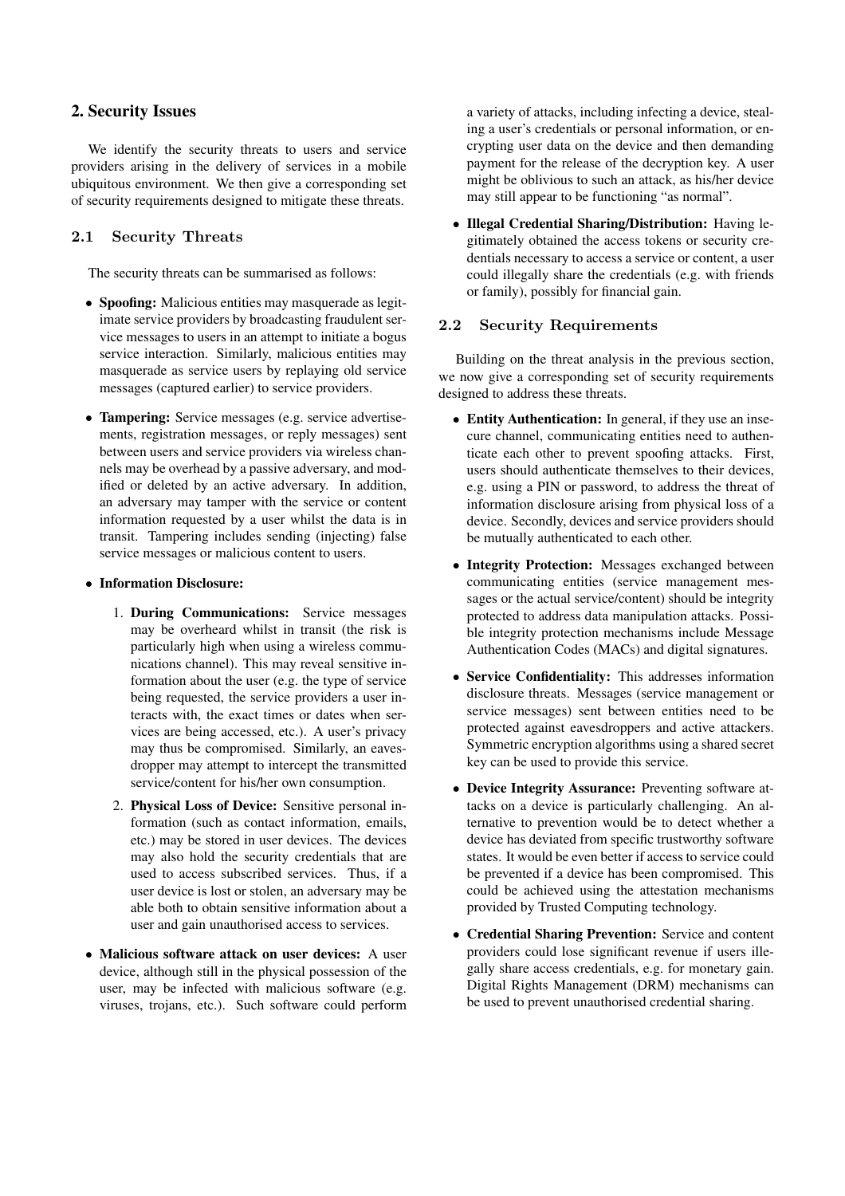## 2. Security Issues

We identify the security threats to users and service providers arising in the delivery of services in a mobile ubiquitous environment. We then give a corresponding set of security requirements designed to mitigate these threats.

### 2.1 Security Threats

The security threats can be summarised as follows:

- **Spoofing:** Malicious entities may masquerade as legitimate service providers by broadcasting fraudulent service messages to users in an attempt to initiate a bogus service interaction. Similarly, malicious entities may masquerade as service users by replaying old service messages (captured earlier) to service providers.
- **Tampering:** Service messages (e.g. service advertisements, registration messages, or reply messages) sent between users and service providers via wireless channels may be overhead by a passive adversary, and modified or deleted by an active adversary. In addition, an adversary may tamper with the service or content information requested by a user whilst the data is in transit. Tampering includes sending (injecting) false service messages or malicious content to users.
- **Information Disclosure:**
  1. **During Communications:** Service messages may be overheard whilst in transit (the risk is particularly high when using a wireless communications channel). This may reveal sensitive information about the user (e.g. the type of service being requested, the service providers a user interacts with, the exact times or dates when services are being accessed, etc.). A user's privacy may thus be compromised. Similarly, an eavesdropper may attempt to intercept the transmitted service/content for his/her own consumption.
  2. **Physical Loss of Device:** Sensitive personal information (such as contact information, emails, etc.) may be stored in user devices. The devices may also hold the security credentials that are used to access subscribed services. Thus, if a user device is lost or stolen, an adversary may be able both to obtain sensitive information about a user and gain unauthorised access to services.
- **Malicious software attack on user devices:** A user device, although still in the physical possession of the user, may be infected with malicious software (e.g. viruses, trojans, etc.). Such software could perform a variety of attacks, including infecting a device, stealing a user's credentials or personal information, or encrypting user data on the device and then demanding payment for the release of the decryption key. A user might be oblivious to such an attack, as his/her device may still appear to be functioning "as normal".
- **Illegal Credential Sharing/Distribution:** Having legitimately obtained the access tokens or security credentials necessary to access a service or content, a user could illegally share the credentials (e.g. with friends or family), possibly for financial gain.

### 2.2 Security Requirements

Building on the threat analysis in the previous section, we now give a corresponding set of security requirements designed to address these threats.

- **Entity Authentication:** In general, if they use an insecure channel, communicating entities need to authenticate each other to prevent spoofing attacks. First, users should authenticate themselves to their devices, e.g. using a PIN or password, to address the threat of information disclosure arising from physical loss of a device. Secondly, devices and service providers should be mutually authenticated to each other.
- **Integrity Protection:** Messages exchanged between communicating entities (service management messages or the actual service/content) should be integrity protected to address data manipulation attacks. Possible integrity protection mechanisms include Message Authentication Codes (MACs) and digital signatures.
- **Service Confidentiality:** This addresses information disclosure threats. Messages (service management or service messages) sent between entities need to be protected against eavesdroppers and active attackers. Symmetric encryption algorithms using a shared secret key can be used to provide this service.
- **Device Integrity Assurance:** Preventing software attacks on a device is particularly challenging. An alternative to prevention would be to detect whether a device has deviated from specific trustworthy software states. It would be even better if access to service could be prevented if a device has been compromised. This could be achieved using the attestation mechanisms provided by Trusted Computing technology.
- **Credential Sharing Prevention:** Service and content providers could lose significant revenue if users illegally share access credentials, e.g. for monetary gain. Digital Rights Management (DRM) mechanisms can be used to prevent unauthorised credential sharing.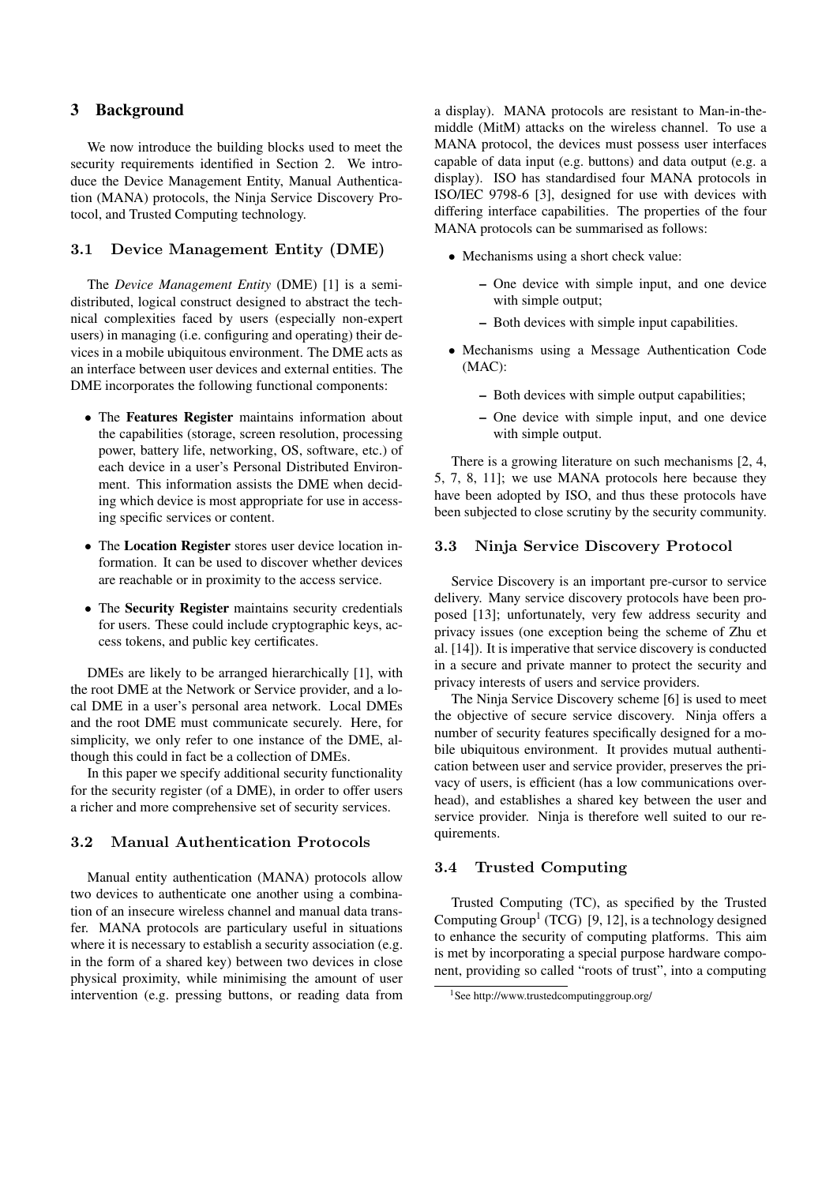# 3 Background

We now introduce the building blocks used to meet the security requirements identified in Section 2. We introduce the Device Management Entity, Manual Authentication (MANA) protocols, the Ninja Service Discovery Protocol, and Trusted Computing technology.

## 3.1 Device Management Entity (DME)

The *Device Management Entity* (DME) [1] is a semi-distributed, logical construct designed to abstract the technical complexities faced by users (especially non-expert users) in managing (i.e. configuring and operating) their devices in a mobile ubiquitous environment. The DME acts as an interface between user devices and external entities. The DME incorporates the following functional components:

- The **Features Register** maintains information about the capabilities (storage, screen resolution, processing power, battery life, networking, OS, software, etc.) of each device in a user's Personal Distributed Environment. This information assists the DME when deciding which device is most appropriate for use in accessing specific services or content.
- The **Location Register** stores user device location information. It can be used to discover whether devices are reachable or in proximity to the access service.
- The **Security Register** maintains security credentials for users. These could include cryptographic keys, access tokens, and public key certificates.

DMEs are likely to be arranged hierarchically [1], with the root DME at the Network or Service provider, and a local DME in a user's personal area network. Local DMEs and the root DME must communicate securely. Here, for simplicity, we only refer to one instance of the DME, although this could in fact be a collection of DMEs.

In this paper we specify additional security functionality for the security register (of a DME), in order to offer users a richer and more comprehensive set of security services.

## 3.2 Manual Authentication Protocols

Manual entity authentication (MANA) protocols allow two devices to authenticate one another using a combination of an insecure wireless channel and manual data transfer. MANA protocols are particulary useful in situations where it is necessary to establish a security association (e.g. in the form of a shared key) between two devices in close physical proximity, while minimising the amount of user intervention (e.g. pressing buttons, or reading data from a display). MANA protocols are resistant to Man-in-the-middle (MitM) attacks on the wireless channel. To use a MANA protocol, the devices must possess user interfaces capable of data input (e.g. buttons) and data output (e.g. a display). ISO has standardised four MANA protocols in ISO/IEC 9798-6 [3], designed for use with devices with differing interface capabilities. The properties of the four MANA protocols can be summarised as follows:

- Mechanisms using a short check value:
  - One device with simple input, and one device with simple output;
  - Both devices with simple input capabilities.
- Mechanisms using a Message Authentication Code (MAC):
  - Both devices with simple output capabilities;
  - One device with simple input, and one device with simple output.

There is a growing literature on such mechanisms [2, 4, 5, 7, 8, 11]; we use MANA protocols here because they have been adopted by ISO, and thus these protocols have been subjected to close scrutiny by the security community.

## 3.3 Ninja Service Discovery Protocol

Service Discovery is an important pre-cursor to service delivery. Many service discovery protocols have been proposed [13]; unfortunately, very few address security and privacy issues (one exception being the scheme of Zhu et al. [14]). It is imperative that service discovery is conducted in a secure and private manner to protect the security and privacy interests of users and service providers.

The Ninja Service Discovery scheme [6] is used to meet the objective of secure service discovery. Ninja offers a number of security features specifically designed for a mobile ubiquitous environment. It provides mutual authentication between user and service provider, preserves the privacy of users, is efficient (has a low communications overhead), and establishes a shared key between the user and service provider. Ninja is therefore well suited to our requirements.

## 3.4 Trusted Computing

Trusted Computing (TC), as specified by the Trusted Computing Group[1] (TCG) [9, 12], is a technology designed to enhance the security of computing platforms. This aim is met by incorporating a special purpose hardware component, providing so called "roots of trust", into a computing

[1] See http://www.trustedcomputinggroup.org/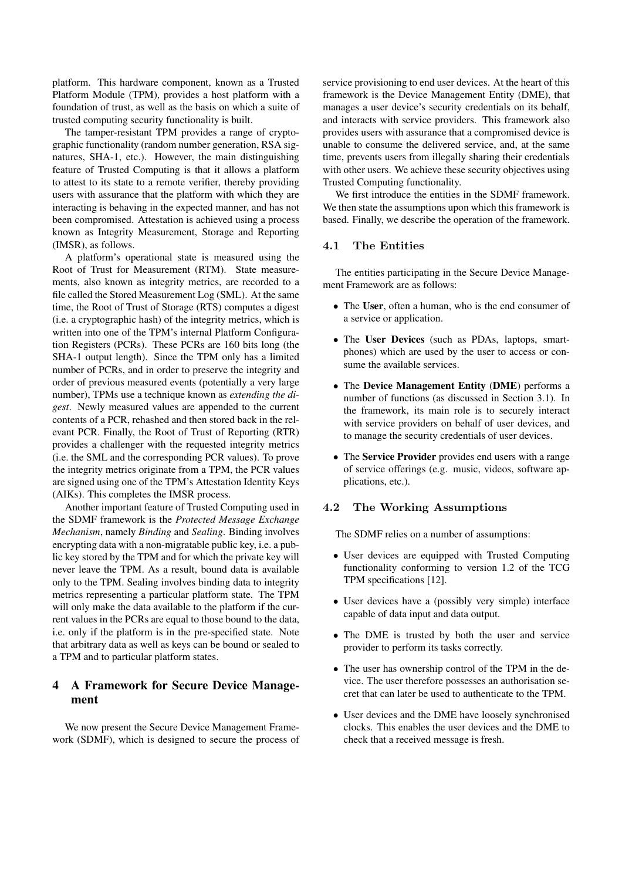platform. This hardware component, known as a Trusted Platform Module (TPM), provides a host platform with a foundation of trust, as well as the basis on which a suite of trusted computing security functionality is built.

The tamper-resistant TPM provides a range of cryptographic functionality (random number generation, RSA signatures, SHA-1, etc.). However, the main distinguishing feature of Trusted Computing is that it allows a platform to attest to its state to a remote verifier, thereby providing users with assurance that the platform with which they are interacting is behaving in the expected manner, and has not been compromised. Attestation is achieved using a process known as Integrity Measurement, Storage and Reporting (IMSR), as follows.

A platform's operational state is measured using the Root of Trust for Measurement (RTM). State measurements, also known as integrity metrics, are recorded to a file called the Stored Measurement Log (SML). At the same time, the Root of Trust of Storage (RTS) computes a digest (i.e. a cryptographic hash) of the integrity metrics, which is written into one of the TPM's internal Platform Configuration Registers (PCRs). These PCRs are 160 bits long (the SHA-1 output length). Since the TPM only has a limited number of PCRs, and in order to preserve the integrity and order of previous measured events (potentially a very large number), TPMs use a technique known as *extending the digest*. Newly measured values are appended to the current contents of a PCR, rehashed and then stored back in the relevant PCR. Finally, the Root of Trust of Reporting (RTR) provides a challenger with the requested integrity metrics (i.e. the SML and the corresponding PCR values). To prove the integrity metrics originate from a TPM, the PCR values are signed using one of the TPM's Attestation Identity Keys (AIKs). This completes the IMSR process.

Another important feature of Trusted Computing used in the SDMF framework is the *Protected Message Exchange Mechanism*, namely *Binding* and *Sealing*. Binding involves encrypting data with a non-migratable public key, i.e. a public key stored by the TPM and for which the private key will never leave the TPM. As a result, bound data is available only to the TPM. Sealing involves binding data to integrity metrics representing a particular platform state. The TPM will only make the data available to the platform if the current values in the PCRs are equal to those bound to the data, i.e. only if the platform is in the pre-specified state. Note that arbitrary data as well as keys can be bound or sealed to a TPM and to particular platform states.

# 4 A Framework for Secure Device Management

We now present the Secure Device Management Framework (SDMF), which is designed to secure the process of service provisioning to end user devices. At the heart of this framework is the Device Management Entity (DME), that manages a user device's security credentials on its behalf, and interacts with service providers. This framework also provides users with assurance that a compromised device is unable to consume the delivered service, and, at the same time, prevents users from illegally sharing their credentials with other users. We achieve these security objectives using Trusted Computing functionality.

We first introduce the entities in the SDMF framework. We then state the assumptions upon which this framework is based. Finally, we describe the operation of the framework.

## 4.1 The Entities

The entities participating in the Secure Device Management Framework are as follows:

- The **User**, often a human, who is the end consumer of a service or application.
- The **User Devices** (such as PDAs, laptops, smartphones) which are used by the user to access or consume the available services.
- The **Device Management Entity** (**DME**) performs a number of functions (as discussed in Section 3.1). In the framework, its main role is to securely interact with service providers on behalf of user devices, and to manage the security credentials of user devices.
- The **Service Provider** provides end users with a range of service offerings (e.g. music, videos, software applications, etc.).

## 4.2 The Working Assumptions

The SDMF relies on a number of assumptions:

- User devices are equipped with Trusted Computing functionality conforming to version 1.2 of the TCG TPM specifications [12].
- User devices have a (possibly very simple) interface capable of data input and data output.
- The DME is trusted by both the user and service provider to perform its tasks correctly.
- The user has ownership control of the TPM in the device. The user therefore possesses an authorisation secret that can later be used to authenticate to the TPM.
- User devices and the DME have loosely synchronised clocks. This enables the user devices and the DME to check that a received message is fresh.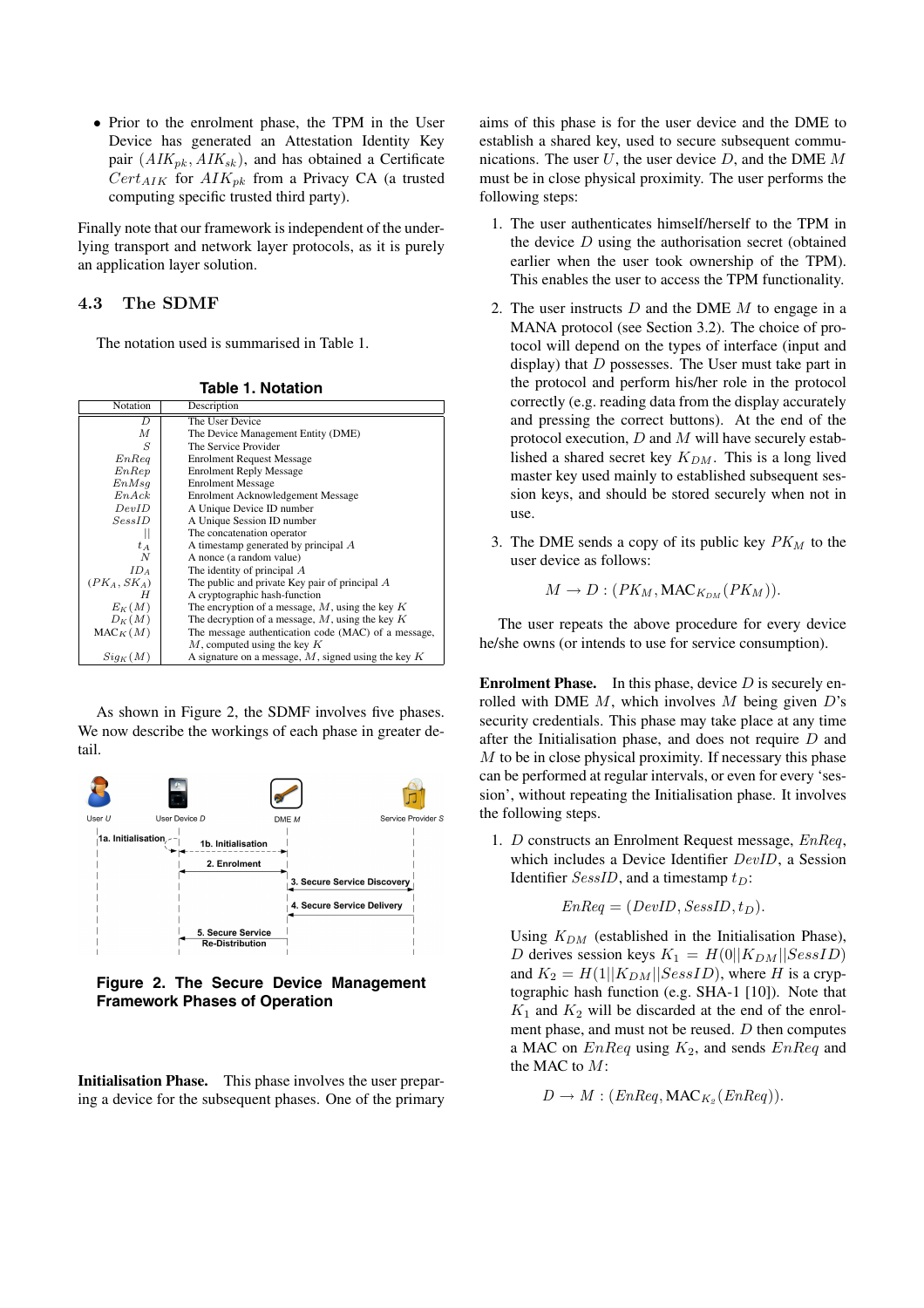- Prior to the enrolment phase, the TPM in the User Device has generated an Attestation Identity Key pair $(AIK_{pk}, AIK_{sk})$, and has obtained a Certificate $Cert_{AIK}$ for $AIK_{pk}$ from a Privacy CA (a trusted computing specific trusted third party).

Finally note that our framework is independent of the underlying transport and network layer protocols, as it is purely an application layer solution.

### 4.3 The SDMF

The notation used is summarised in Table 1.

**Table 1. Notation**

| Notation | Description |
|---|---|
| $D$ | The User Device |
| $M$ | The Device Management Entity (DME) |
| $S$ | The Service Provider |
| $EnReq$ | Enrolment Request Message |
| $EnRep$ | Enrolment Reply Message |
| $EnMsg$ | Enrolment Message |
| $EnAck$ | Enrolment Acknowledgement Message |
| $DevID$ | A Unique Device ID number |
| $SessID$ | A Unique Session ID number |
| $\|\|$ | The concatenation operator |
| $t_A$ | A timestamp generated by principal $A$ |
| $N$ | A nonce (a random value) |
| $ID_A$ | The identity of principal $A$ |
| $(PK_A, SK_A)$ | The public and private Key pair of principal $A$ |
| $H$ | A cryptographic hash-function |
| $E_K(M)$ | The encryption of a message, $M$, using the key $K$ |
| $D_K(M)$ | The decryption of a message, $M$, using the key $K$ |
| $\text{MAC}_K(M)$ | The message authentication code (MAC) of a message, $M$, computed using the key $K$ |
| $Sig_K(M)$ | A signature on a message, $M$, signed using the key $K$ |

As shown in Figure 2, the SDMF involves five phases. We now describe the workings of each phase in greater detail.

**Figure 2. The Secure Device Management Framework Phases of Operation**

**Initialisation Phase.** This phase involves the user preparing a device for the subsequent phases. One of the primary aims of this phase is for the user device and the DME to establish a shared key, used to secure subsequent communications. The user $U$, the user device $D$, and the DME $M$ must be in close physical proximity. The user performs the following steps:

1. The user authenticates himself/herself to the TPM in the device $D$ using the authorisation secret (obtained earlier when the user took ownership of the TPM). This enables the user to access the TPM functionality.
2. The user instructs $D$ and the DME $M$ to engage in a MANA protocol (see Section 3.2). The choice of protocol will depend on the types of interface (input and display) that $D$ possesses. The User must take part in the protocol and perform his/her role in the protocol correctly (e.g. reading data from the display accurately and pressing the correct buttons). At the end of the protocol execution, $D$ and $M$ will have securely established a shared secret key $K_{DM}$. This is a long lived master key used mainly to established subsequent session keys, and should be stored securely when not in use.
3. The DME sends a copy of its public key $PK_M$ to the user device as follows:

$$M \rightarrow D : (PK_M, \text{MAC}_{K_{DM}}(PK_M)).$$

The user repeats the above procedure for every device he/she owns (or intends to use for service consumption).

**Enrolment Phase.** In this phase, device $D$ is securely enrolled with DME $M$, which involves $M$ being given $D$'s security credentials. This phase may take place at any time after the Initialisation phase, and does not require $D$ and $M$ to be in close physical proximity. If necessary this phase can be performed at regular intervals, or even for every 'session', without repeating the Initialisation phase. It involves the following steps.

1. $D$ constructs an Enrolment Request message, $EnReq$, which includes a Device Identifier $DevID$, a Session Identifier $SessID$, and a timestamp $t_D$:

$$EnReq = (DevID, SessID, t_D).$$

Using $K_{DM}$ (established in the Initialisation Phase), $D$ derives session keys $K_1 = H(0||K_{DM}||SessID)$ and $K_2 = H(1||K_{DM}||SessID)$, where $H$ is a cryptographic hash function (e.g. SHA-1 [10]). Note that $K_1$ and $K_2$ will be discarded at the end of the enrolment phase, and must not be reused. $D$ then computes a MAC on $EnReq$ using $K_2$, and sends $EnReq$ and the MAC to $M$:

$$D \rightarrow M : (EnReq, \text{MAC}_{K_2}(EnReq)).$$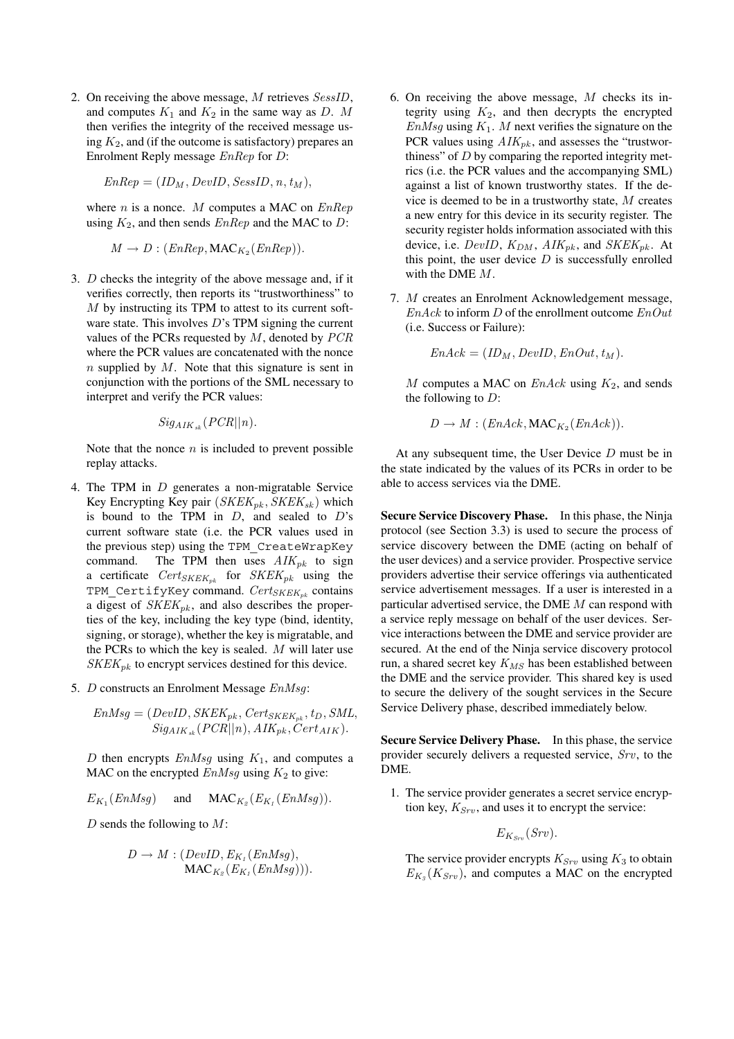2. On receiving the above message, $M$ retrieves $SessID$, and computes $K_1$ and $K_2$ in the same way as $D$. $M$ then verifies the integrity of the received message using $K_2$, and (if the outcome is satisfactory) prepares an Enrolment Reply message $EnRep$ for $D$:

   $$EnRep = (ID_M, DevID, SessID, n, t_M),$$

   where $n$ is a nonce. $M$ computes a MAC on $EnRep$ using $K_2$, and then sends $EnRep$ and the MAC to $D$:

   $$M \rightarrow D : (EnRep, \text{MAC}_{K_2}(EnRep)).$$

3. $D$ checks the integrity of the above message and, if it verifies correctly, then reports its "trustworthiness" to $M$ by instructing its TPM to attest to its current software state. This involves $D$'s TPM signing the current values of the PCRs requested by $M$, denoted by $PCR$ where the PCR values are concatenated with the nonce $n$ supplied by $M$. Note that this signature is sent in conjunction with the portions of the SML necessary to interpret and verify the PCR values:

   $$Sig_{AIK_{sk}}(PCR||n).$$

   Note that the nonce $n$ is included to prevent possible replay attacks.

4. The TPM in $D$ generates a non-migratable Service Key Encrypting Key pair $(SKEK_{pk}, SKEK_{sk})$ which is bound to the TPM in $D$, and sealed to $D$'s current software state (i.e. the PCR values used in the previous step) using the `TPM_CreateWrapKey` command. The TPM then uses $AIK_{pk}$ to sign a certificate $Cert_{SKEK_{pk}}$ for $SKEK_{pk}$ using the `TPM_CertifyKey` command. $Cert_{SKEK_{pk}}$ contains a digest of $SKEK_{pk}$, and also describes the properties of the key, including the key type (bind, identity, signing, or storage), whether the key is migratable, and the PCRs to which the key is sealed. $M$ will later use $SKEK_{pk}$ to encrypt services destined for this device.

5. $D$ constructs an Enrolment Message $EnMsg$:

   $$EnMsg = (DevID, SKEK_{pk}, Cert_{SKEK_{pk}}, t_D, SML, Sig_{AIK_{sk}}(PCR||n), AIK_{pk}, Cert_{AIK}).$$

   $D$ then encrypts $EnMsg$ using $K_1$, and computes a MAC on the encrypted $EnMsg$ using $K_2$ to give:

   $$E_{K_1}(EnMsg) \quad \text{and} \quad \text{MAC}_{K_2}(E_{K_1}(EnMsg)).$$

   $D$ sends the following to $M$:

   $$D \rightarrow M : (DevID, E_{K_1}(EnMsg), \text{MAC}_{K_2}(E_{K_1}(EnMsg))).$$

6. On receiving the above message, $M$ checks its integrity using $K_2$, and then decrypts the encrypted $EnMsg$ using $K_1$. $M$ next verifies the signature on the PCR values using $AIK_{pk}$, and assesses the "trustworthiness" of $D$ by comparing the reported integrity metrics (i.e. the PCR values and the accompanying SML) against a list of known trustworthy states. If the device is deemed to be in a trustworthy state, $M$ creates a new entry for this device in its security register. The security register holds information associated with this device, i.e. $DevID$, $K_{DM}$, $AIK_{pk}$, and $SKEK_{pk}$. At this point, the user device $D$ is successfully enrolled with the DME $M$.

7. $M$ creates an Enrolment Acknowledgement message, $EnAck$ to inform $D$ of the enrollment outcome $EnOut$ (i.e. Success or Failure):

   $$EnAck = (ID_M, DevID, EnOut, t_M).$$

   $M$ computes a MAC on $EnAck$ using $K_2$, and sends the following to $D$:

   $$D \rightarrow M : (EnAck, \text{MAC}_{K_2}(EnAck)).$$

At any subsequent time, the User Device $D$ must be in the state indicated by the values of its PCRs in order to be able to access services via the DME.

**Secure Service Discovery Phase.** In this phase, the Ninja protocol (see Section 3.3) is used to secure the process of service discovery between the DME (acting on behalf of the user devices) and a service provider. Prospective service providers advertise their service offerings via authenticated service advertisement messages. If a user is interested in a particular advertised service, the DME $M$ can respond with a service reply message on behalf of the user devices. Service interactions between the DME and service provider are secured. At the end of the Ninja service discovery protocol run, a shared secret key $K_{MS}$ has been established between the DME and the service provider. This shared key is used to secure the delivery of the sought services in the Secure Service Delivery phase, described immediately below.

**Secure Service Delivery Phase.** In this phase, the service provider securely delivers a requested service, $Srv$, to the DME.

1. The service provider generates a secret service encryption key, $K_{Srv}$, and uses it to encrypt the service:

   $$E_{K_{Srv}}(Srv).$$

   The service provider encrypts $K_{Srv}$ using $K_3$ to obtain $E_{K_3}(K_{Srv})$, and computes a MAC on the encrypted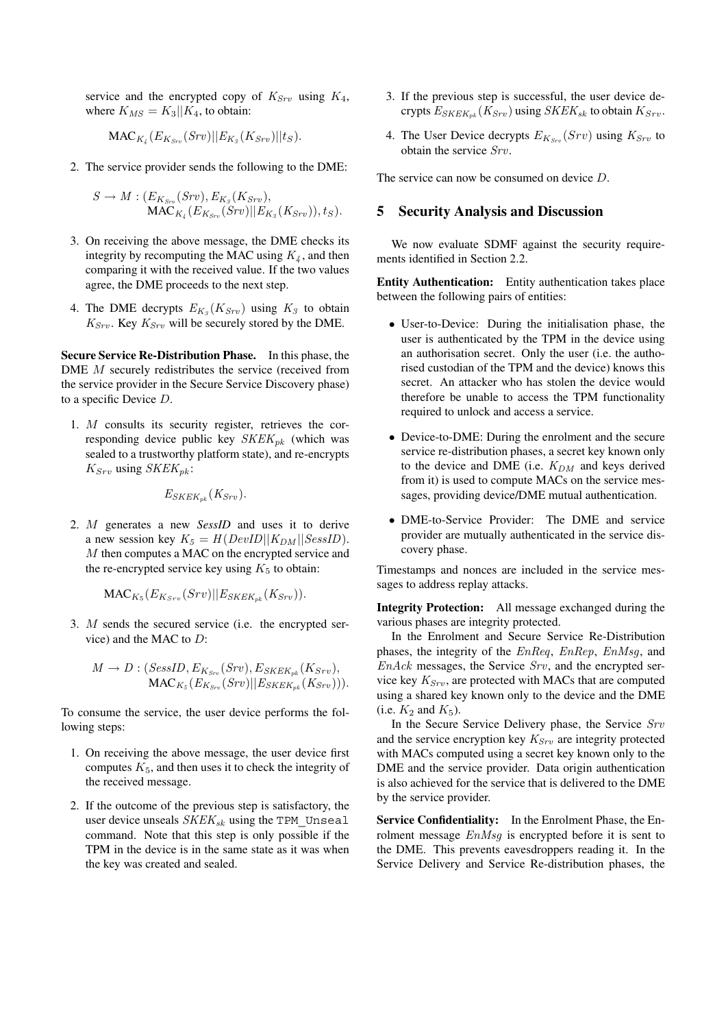service and the encrypted copy of $K_{Srv}$ using $K_4$, where $K_{MS} = K_3||K_4$, to obtain:

$$\text{MAC}_{K_4}(E_{K_{Srv}}(Srv)||E_{K_3}(K_{Srv})||t_S).$$

2. The service provider sends the following to the DME:

$$S \rightarrow M : (E_{K_{Srv}}(Srv), E_{K_3}(K_{Srv}), \text{MAC}_{K_4}(E_{K_{Srv}}(Srv)||E_{K_3}(K_{Srv})), t_S).$$

3. On receiving the above message, the DME checks its integrity by recomputing the MAC using $K_4$, and then comparing it with the received value. If the two values agree, the DME proceeds to the next step.

4. The DME decrypts $E_{K_3}(K_{Srv})$ using $K_3$ to obtain $K_{Srv}$. Key $K_{Srv}$ will be securely stored by the DME.

**Secure Service Re-Distribution Phase.** In this phase, the DME $M$ securely redistributes the service (received from the service provider in the Secure Service Discovery phase) to a specific Device $D$.

1. $M$ consults its security register, retrieves the corresponding device public key $SKEK_{pk}$ (which was sealed to a trustworthy platform state), and re-encrypts $K_{Srv}$ using $SKEK_{pk}$:

$$E_{SKEK_{pk}}(K_{Srv}).$$

2. $M$ generates a new ***SessID*** and uses it to derive a new session key $K_5 = H(DevID||K_{DM}||SessID)$. $M$ then computes a MAC on the encrypted service and the re-encrypted service key using $K_5$ to obtain:

$$\text{MAC}_{K_5}(E_{K_{Srv}}(Srv)||E_{SKEK_{pk}}(K_{Srv})).$$

3. $M$ sends the secured service (i.e. the encrypted service) and the MAC to $D$:

$$M \rightarrow D : (SessID, E_{K_{Srv}}(Srv), E_{SKEK_{pk}}(K_{Srv}), \text{MAC}_{K_5}(E_{K_{Srv}}(Srv)||E_{SKEK_{pk}}(K_{Srv}))).$$

To consume the service, the user device performs the following steps:

1. On receiving the above message, the user device first computes $K_5$, and then uses it to check the integrity of the received message.

2. If the outcome of the previous step is satisfactory, the user device unseals $SKEK_{sk}$ using the `TPM_Unseal` command. Note that this step is only possible if the TPM in the device is in the same state as it was when the key was created and sealed.

3. If the previous step is successful, the user device decrypts $E_{SKEK_{pk}}(K_{Srv})$ using $SKEK_{sk}$ to obtain $K_{Srv}$.

4. The User Device decrypts $E_{K_{Srv}}(Srv)$ using $K_{Srv}$ to obtain the service $Srv$.

The service can now be consumed on device $D$.

## 5 Security Analysis and Discussion

We now evaluate SDMF against the security requirements identified in Section 2.2.

**Entity Authentication:** Entity authentication takes place between the following pairs of entities:

- User-to-Device: During the initialisation phase, the user is authenticated by the TPM in the device using an authorisation secret. Only the user (i.e. the authorised custodian of the TPM and the device) knows this secret. An attacker who has stolen the device would therefore be unable to access the TPM functionality required to unlock and access a service.

- Device-to-DME: During the enrolment and the secure service re-distribution phases, a secret key known only to the device and DME (i.e. $K_{DM}$ and keys derived from it) is used to compute MACs on the service messages, providing device/DME mutual authentication.

- DME-to-Service Provider: The DME and service provider are mutually authenticated in the service discovery phase.

Timestamps and nonces are included in the service messages to address replay attacks.

**Integrity Protection:** All message exchanged during the various phases are integrity protected.

In the Enrolment and Secure Service Re-Distribution phases, the integrity of the $EnReq$, $EnRep$, $EnMsg$, and $EnAck$ messages, the Service $Srv$, and the encrypted service key $K_{Srv}$, are protected with MACs that are computed using a shared key known only to the device and the DME (i.e. $K_2$ and $K_5$).

In the Secure Service Delivery phase, the Service $Srv$ and the service encryption key $K_{Srv}$ are integrity protected with MACs computed using a secret key known only to the DME and the service provider. Data origin authentication is also achieved for the service that is delivered to the DME by the service provider.

**Service Confidentiality:** In the Enrolment Phase, the Enrolment message $EnMsg$ is encrypted before it is sent to the DME. This prevents eavesdroppers reading it. In the Service Delivery and Service Re-distribution phases, the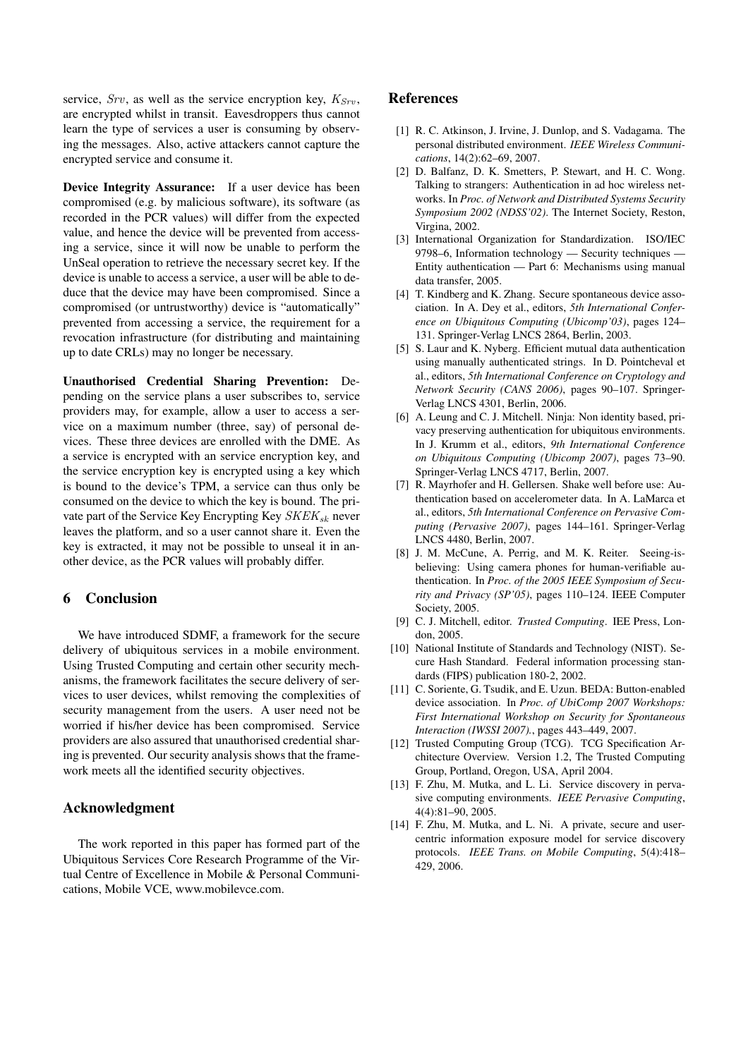service, $Srv$, as well as the service encryption key, $K_{Srv}$, are encrypted whilst in transit. Eavesdroppers thus cannot learn the type of services a user is consuming by observing the messages. Also, active attackers cannot capture the encrypted service and consume it.

**Device Integrity Assurance:** If a user device has been compromised (e.g. by malicious software), its software (as recorded in the PCR values) will differ from the expected value, and hence the device will be prevented from accessing a service, since it will now be unable to perform the UnSeal operation to retrieve the necessary secret key. If the device is unable to access a service, a user will be able to deduce that the device may have been compromised. Since a compromised (or untrustworthy) device is "automatically" prevented from accessing a service, the requirement for a revocation infrastructure (for distributing and maintaining up to date CRLs) may no longer be necessary.

**Unauthorised Credential Sharing Prevention:** Depending on the service plans a user subscribes to, service providers may, for example, allow a user to access a service on a maximum number (three, say) of personal devices. These three devices are enrolled with the DME. As a service is encrypted with an service encryption key, and the service encryption key is encrypted using a key which is bound to the device's TPM, a service can thus only be consumed on the device to which the key is bound. The private part of the Service Key Encrypting Key $SKEK_{sk}$ never leaves the platform, and so a user cannot share it. Even the key is extracted, it may not be possible to unseal it in another device, as the PCR values will probably differ.

## 6 Conclusion

We have introduced SDMF, a framework for the secure delivery of ubiquitous services in a mobile environment. Using Trusted Computing and certain other security mechanisms, the framework facilitates the secure delivery of services to user devices, whilst removing the complexities of security management from the users. A user need not be worried if his/her device has been compromised. Service providers are also assured that unauthorised credential sharing is prevented. Our security analysis shows that the framework meets all the identified security objectives.

## Acknowledgment

The work reported in this paper has formed part of the Ubiquitous Services Core Research Programme of the Virtual Centre of Excellence in Mobile & Personal Communications, Mobile VCE, www.mobilevce.com.

## References

[1] R. C. Atkinson, J. Irvine, J. Dunlop, and S. Vadagama. The personal distributed environment. *IEEE Wireless Communications*, 14(2):62–69, 2007.

[2] D. Balfanz, D. K. Smetters, P. Stewart, and H. C. Wong. Talking to strangers: Authentication in ad hoc wireless networks. In *Proc. of Network and Distributed Systems Security Symposium 2002 (NDSS'02)*. The Internet Society, Reston, Virgina, 2002.

[3] International Organization for Standardization. ISO/IEC 9798–6, Information technology — Security techniques — Entity authentication — Part 6: Mechanisms using manual data transfer, 2005.

[4] T. Kindberg and K. Zhang. Secure spontaneous device association. In A. Dey et al., editors, *5th International Conference on Ubiquitous Computing (Ubicomp'03)*, pages 124–131. Springer-Verlag LNCS 2864, Berlin, 2003.

[5] S. Laur and K. Nyberg. Efficient mutual data authentication using manually authenticated strings. In D. Pointcheval et al., editors, *5th International Conference on Cryptology and Network Security (CANS 2006)*, pages 90–107. Springer-Verlag LNCS 4301, Berlin, 2006.

[6] A. Leung and C. J. Mitchell. Ninja: Non identity based, privacy preserving authentication for ubiquitous environments. In J. Krumm et al., editors, *9th International Conference on Ubiquitous Computing (Ubicomp 2007)*, pages 73–90. Springer-Verlag LNCS 4717, Berlin, 2007.

[7] R. Mayrhofer and H. Gellersen. Shake well before use: Authentication based on accelerometer data. In A. LaMarca et al., editors, *5th International Conference on Pervasive Computing (Pervasive 2007)*, pages 144–161. Springer-Verlag LNCS 4480, Berlin, 2007.

[8] J. M. McCune, A. Perrig, and M. K. Reiter. Seeing-is-believing: Using camera phones for human-verifiable authentication. In *Proc. of the 2005 IEEE Symposium of Security and Privacy (SP'05)*, pages 110–124. IEEE Computer Society, 2005.

[9] C. J. Mitchell, editor. *Trusted Computing*. IEE Press, London, 2005.

[10] National Institute of Standards and Technology (NIST). Secure Hash Standard. Federal information processing standards (FIPS) publication 180-2, 2002.

[11] C. Soriente, G. Tsudik, and E. Uzun. BEDA: Button-enabled device association. In *Proc. of UbiComp 2007 Workshops: First International Workshop on Security for Spontaneous Interaction (IWSSI 2007).*, pages 443–449, 2007.

[12] Trusted Computing Group (TCG). TCG Specification Architecture Overview. Version 1.2, The Trusted Computing Group, Portland, Oregon, USA, April 2004.

[13] F. Zhu, M. Mutka, and L. Li. Service discovery in pervasive computing environments. *IEEE Pervasive Computing*, 4(4):81–90, 2005.

[14] F. Zhu, M. Mutka, and L. Ni. A private, secure and user-centric information exposure model for service discovery protocols. *IEEE Trans. on Mobile Computing*, 5(4):418–429, 2006.